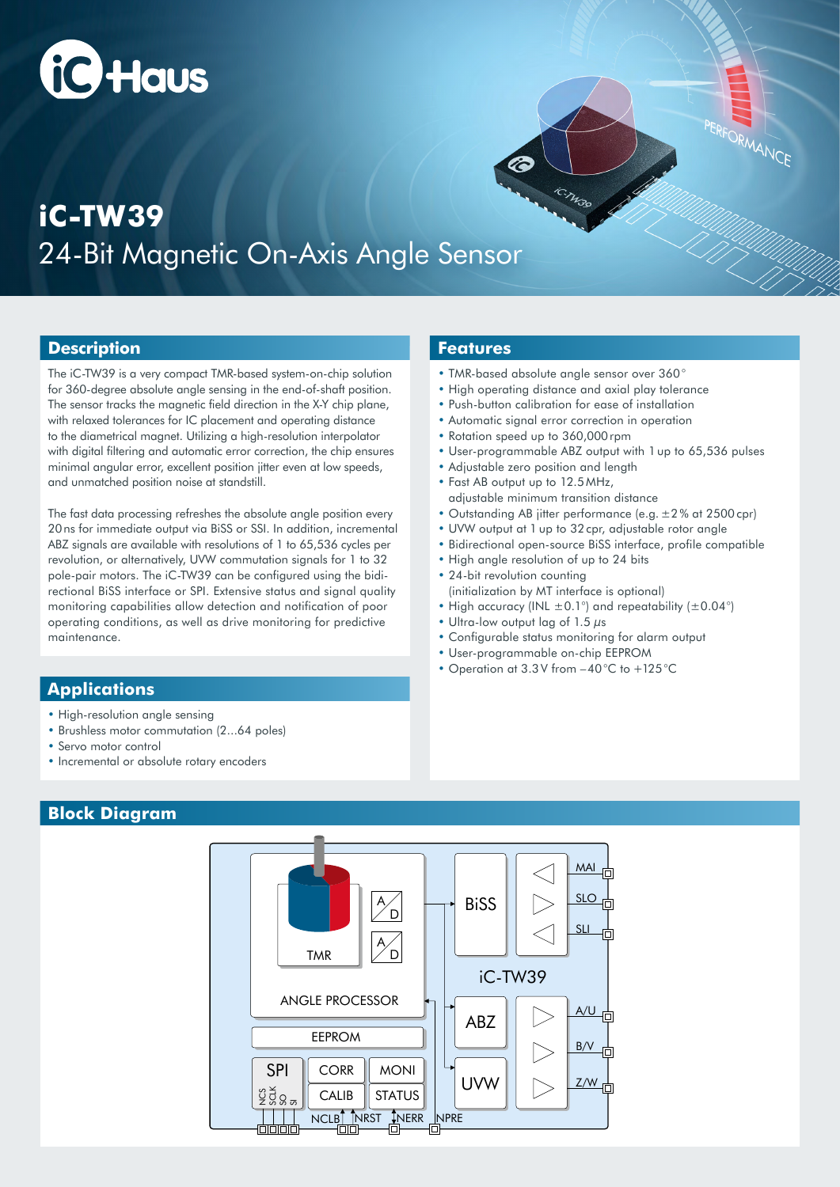# iC-TW39

## 24-Bit Magnetic On-Axis Angle Sensor

## Description

The iC-TW39 is a very compact TMR-based system-on-chip solution for 360-degree absolute angle sensing in the end-of-shaft position. The sensor tracks the magnetic field direction in the X-Y chip plane, with relaxed tolerances for IC placement and operating distance to the diametrical magnet. Utilizing a high-resolution interpolator with digital filtering and automatic error correction, the chip ensures minimal angular error, excellent position jitter even at low speeds, and unmatched position noise at standstill.

The fast data processing refreshes the absolute angle position every 20 ns for immediate output via BiSS or SSI. In addition, incremental ABZ signals are available with resolutions of 1 to 65,536 cycles per revolution, or alternatively, UVW commutation signals for 1 to 32 pole-pair motors. The iC-TW39 can be configured using the bidirectional BiSS interface or SPI. Extensive status and signal quality monitoring capabilities allow detection and notification of poor operating conditions, as well as drive monitoring for predictive maintenance.

## Features

- TMR-based absolute angle sensor over 360°
- High operating distance and axial play tolerance
- Push-button calibration for ease of installation
- Automatic signal error correction in operation
- Rotation speed up to 360,000 rpm
- User-programmable ABZ output with 1 up to 65,536 pulses
- Adjustable zero position and length
- Fast AB output up to 12.5 MHz, adjustable minimum transition distance
- Outstanding AB jitter performance (e.g. ±2% at 2500 cpr)
- UVW output at 1 up to 32 cpr, adjustable rotor angle
- Bidirectional open-source BiSS interface, profile compatible
- High angle resolution of up to 24 bits
- 24-bit revolution counting (initialization by MT interface is optional)
- High accuracy (INL ±0.1°) and repeatability (±0.04°)
- Ultra-low output lag of 1.5 μs
- Configurable status monitoring for alarm output
- User-programmable on-chip EEPROM
- Operation at 3.3 V from −40 °C to +125 °C

## Applications

- High-resolution angle sensing
- Brushless motor commutation (2...64 poles)
- Servo motor control
- Incremental or absolute rotary encoders

## Block Diagram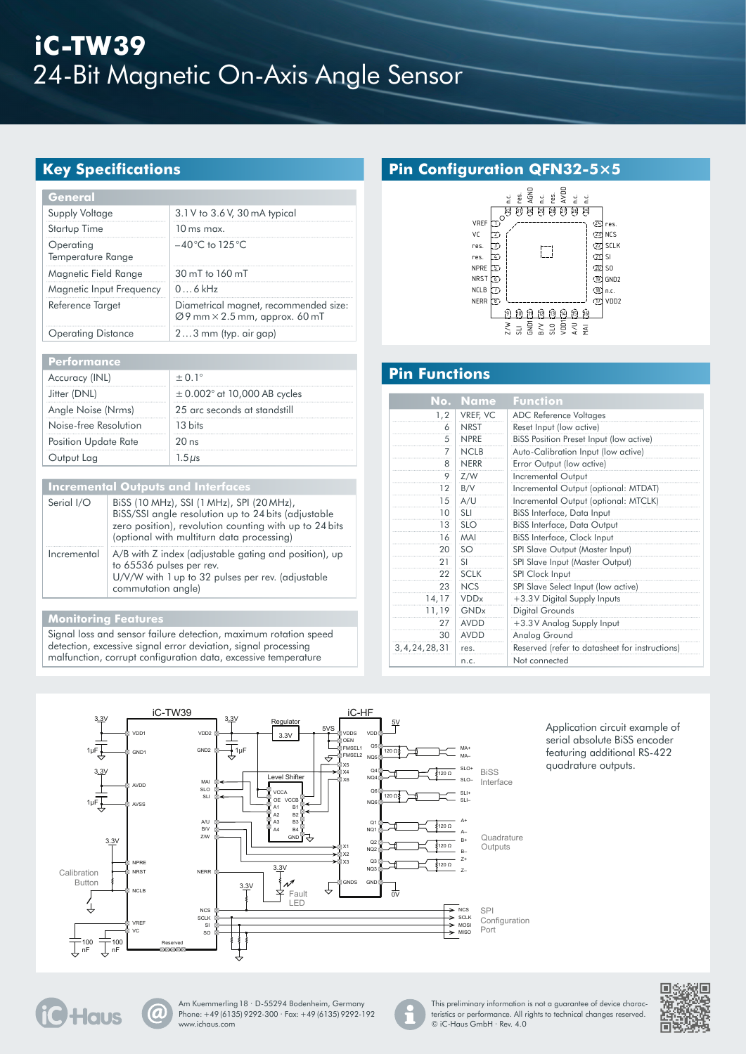# iC-TW39

## 24-Bit Magnetic On-Axis Angle Sensor

## Key Specifications

| General | |
|---|---|
| Supply Voltage | 3.1 V to 3.6 V, 30 mA typical |
| Startup Time | 10 ms max. |
| Operating Temperature Range | −40 °C to 125 °C |
| Magnetic Field Range | 30 mT to 160 mT |
| Magnetic Input Frequency | 0 … 6 kHz |
| Reference Target | Diametrical magnet, recommended size: Ø9 mm × 2.5 mm, approx. 60 mT |
| Operating Distance | 2 … 3 mm (typ. air gap) |

| Performance | |
|---|---|
| Accuracy (INL) | ± 0.1° |
| Jitter (DNL) | ± 0.002° at 10,000 AB cycles |
| Angle Noise (Nrms) | 25 arc seconds at standstill |
| Noise-free Resolution | 13 bits |
| Position Update Rate | 20 ns |
| Output Lag | 1.5 µs |

| Incremental Outputs and Interfaces | |
|---|---|
| Serial I/O | BiSS (10 MHz), SSI (1 MHz), SPI (20 MHz), BiSS/SSI angle resolution up to 24 bits (adjustable zero position), revolution counting with up to 24 bits (optional with multiturn data processing) |
| Incremental | A/B with Z index (adjustable gating and position), up to 65536 pulses per rev. U/V/W with 1 up to 32 pulses per rev. (adjustable commutation angle) |

### Monitoring Features

Signal loss and sensor failure detection, maximum rotation speed detection, excessive signal error deviation, signal processing malfunction, corrupt configuration data, excessive temperature

## Pin Configuration QFN32-5×5

VREF 1, VC 2, res. 3, res. 4, NPRE 5, NRST 6, NCLB 7, NERR 8
Z/W 9, SLI 10, GND1 11, B/V 12, SLO 13, VDD1 14, A/U 15, MAI 16
VDD2 17, n.c. 18, GND2 19, SO 20, SI 21, SCLK 22, NCS 23, res. 24
n.c. 25, n.c. 26, AVDD 27, res. 28, n.c. 29, AGND 30, res. 31, n.c. 32

## Pin Functions

| No. | Name | Function |
|---|---|---|
| 1, 2 | VREF, VC | ADC Reference Voltages |
| 6 | NRST | Reset Input (low active) |
| 5 | NPRE | BiSS Position Preset Input (low active) |
| 7 | NCLB | Auto-Calibration Input (low active) |
| 8 | NERR | Error Output (low active) |
| 9 | Z/W | Incremental Output |
| 12 | B/V | Incremental Output (optional: MTDAT) |
| 15 | A/U | Incremental Output (optional: MTCLK) |
| 10 | SLI | BiSS Interface, Data Input |
| 13 | SLO | BiSS Interface, Data Output |
| 16 | MAI | BiSS Interface, Clock Input |
| 20 | SO | SPI Slave Output (Master Input) |
| 21 | SI | SPI Slave Input (Master Output) |
| 22 | SCLK | SPI Clock Input |
| 23 | NCS | SPI Slave Select Input (low active) |
| 14, 17 | VDDx | +3.3 V Digital Supply Inputs |
| 11, 19 | GNDx | Digital Grounds |
| 27 | AVDD | +3.3 V Analog Supply Input |
| 30 | AVDD | Analog Ground |
| 3, 4, 24, 28, 31 | res. | Reserved (refer to datasheet for instructions) |
| | n.c. | Not connected |

iC-TW39
iC-HF
Regulator
Level Shifter
Calibration Button
Fault LED
BiSS Interface
Quadrature Outputs
SPI Configuration Port

Application circuit example of serial absolute BiSS encoder featuring additional RS-422 quadrature outputs.

Am Kuemmerling 18 · D-55294 Bodenheim, Germany
Phone: +49 (6135) 9292-300 · Fax: +49 (6135) 9292-192
www.ichaus.com

This preliminary information is not a guarantee of device characteristics or performance. All rights to technical changes reserved.
© iC-Haus GmbH · Rev. 4.0